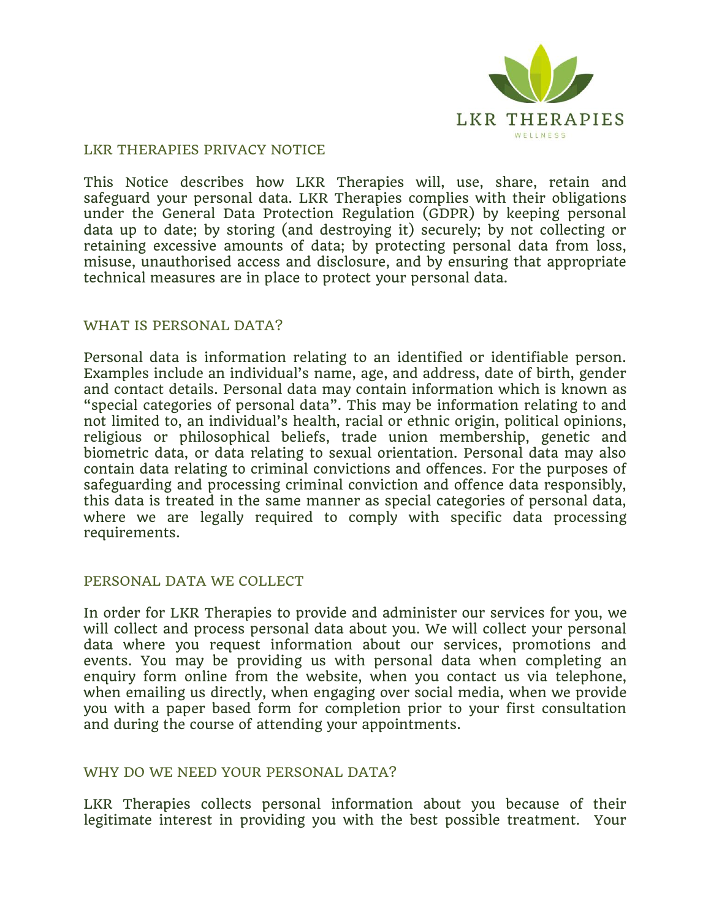LKR THERAPIES

WELLNESS

# LKR THERAPIES PRIVACY NOTICE

This Notice describes how LKR Therapies will, use, share, retain and safeguard your personal data. LKR Therapies complies with their obligations under the General Data Protection Regulation (GDPR) by keeping personal data up to date; by storing (and destroying it) securely; by not collecting or retaining excessive amounts of data; by protecting personal data from loss, misuse, unauthorised access and disclosure, and by ensuring that appropriate technical measures are in place to protect your personal data.

## WHAT IS PERSONAL DATA?

Personal data is information relating to an identified or identifiable person. Examples include an individual's name, age, and address, date of birth, gender and contact details. Personal data may contain information which is known as "special categories of personal data". This may be information relating to and not limited to, an individual's health, racial or ethnic origin, political opinions, religious or philosophical beliefs, trade union membership, genetic and biometric data, or data relating to sexual orientation. Personal data may also contain data relating to criminal convictions and offences. For the purposes of safeguarding and processing criminal conviction and offence data responsibly, this data is treated in the same manner as special categories of personal data, where we are legally required to comply with specific data processing requirements.

## PERSONAL DATA WE COLLECT

In order for LKR Therapies to provide and administer our services for you, we will collect and process personal data about you. We will collect your personal data where you request information about our services, promotions and events. You may be providing us with personal data when completing an enquiry form online from the website, when you contact us via telephone, when emailing us directly, when engaging over social media, when we provide you with a paper based form for completion prior to your first consultation and during the course of attending your appointments.

## WHY DO WE NEED YOUR PERSONAL DATA?

LKR Therapies collects personal information about you because of their legitimate interest in providing you with the best possible treatment. Your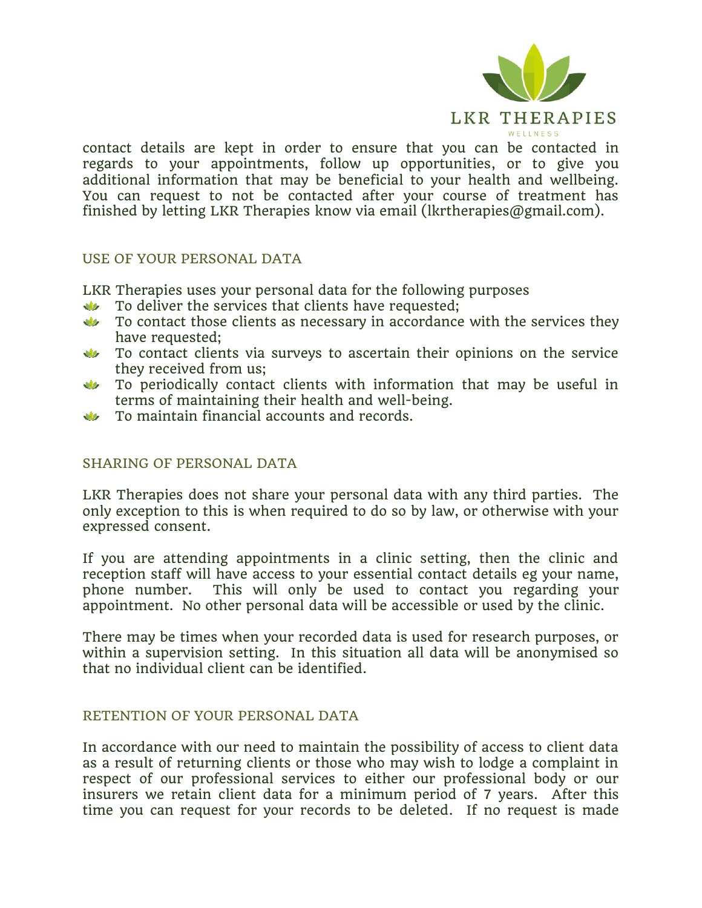contact details are kept in order to ensure that you can be contacted in regards to your appointments, follow up opportunities, or to give you additional information that may be beneficial to your health and wellbeing. You can request to not be contacted after your course of treatment has finished by letting LKR Therapies know via email (lkrtherapies@gmail.com).

## USE OF YOUR PERSONAL DATA

LKR Therapies uses your personal data for the following purposes

- To deliver the services that clients have requested;
- To contact those clients as necessary in accordance with the services they have requested;
- To contact clients via surveys to ascertain their opinions on the service they received from us;
- To periodically contact clients with information that may be useful in terms of maintaining their health and well-being.
- To maintain financial accounts and records.

## SHARING OF PERSONAL DATA

LKR Therapies does not share your personal data with any third parties. The only exception to this is when required to do so by law, or otherwise with your expressed consent.

If you are attending appointments in a clinic setting, then the clinic and reception staff will have access to your essential contact details eg your name, phone number. This will only be used to contact you regarding your appointment. No other personal data will be accessible or used by the clinic.

There may be times when your recorded data is used for research purposes, or within a supervision setting. In this situation all data will be anonymised so that no individual client can be identified.

## RETENTION OF YOUR PERSONAL DATA

In accordance with our need to maintain the possibility of access to client data as a result of returning clients or those who may wish to lodge a complaint in respect of our professional services to either our professional body or our insurers we retain client data for a minimum period of 7 years. After this time you can request for your records to be deleted. If no request is made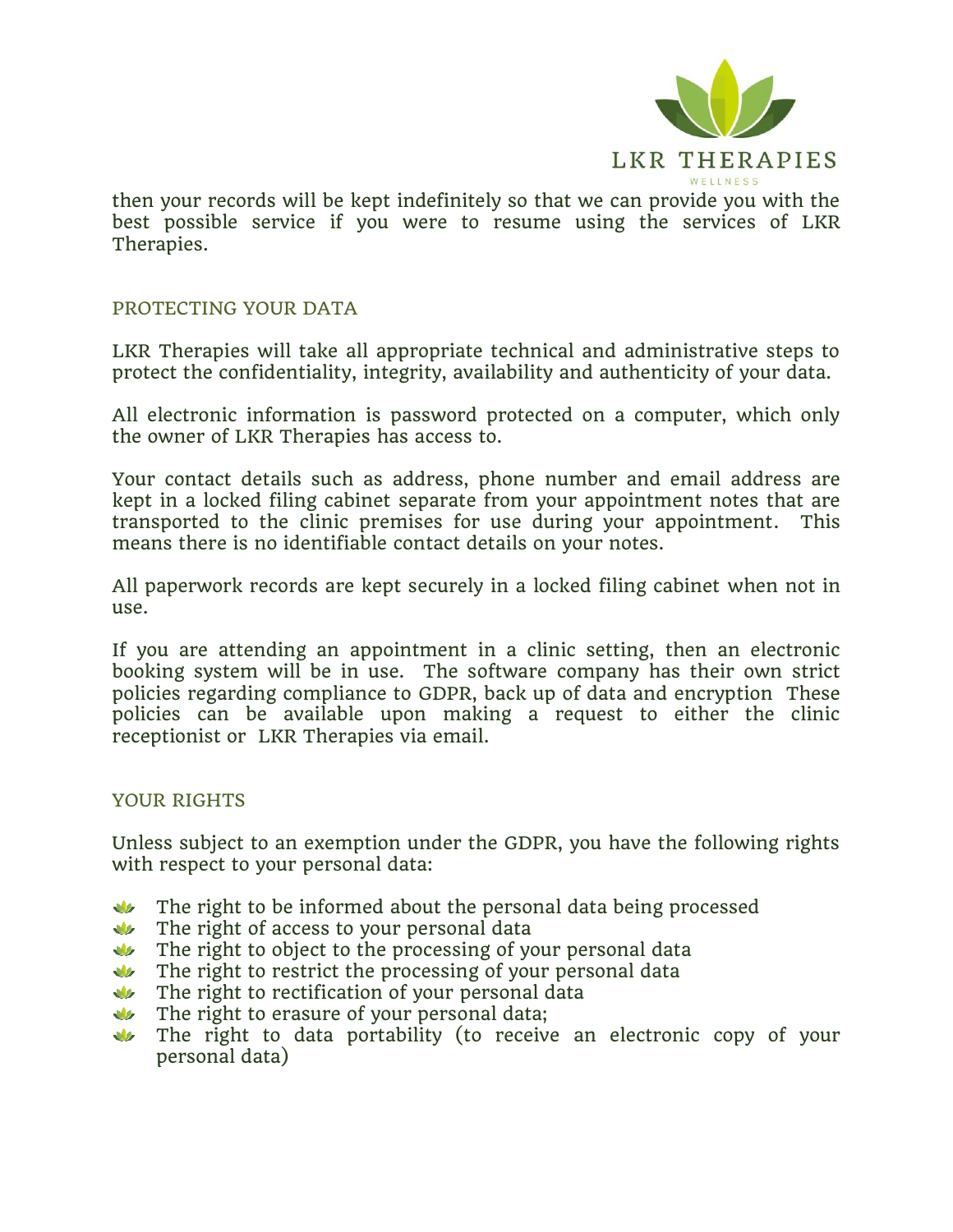then your records will be kept indefinitely so that we can provide you with the best possible service if you were to resume using the services of LKR Therapies.

## PROTECTING YOUR DATA

LKR Therapies will take all appropriate technical and administrative steps to protect the confidentiality, integrity, availability and authenticity of your data.

All electronic information is password protected on a computer, which only the owner of LKR Therapies has access to.

Your contact details such as address, phone number and email address are kept in a locked filing cabinet separate from your appointment notes that are transported to the clinic premises for use during your appointment. This means there is no identifiable contact details on your notes.

All paperwork records are kept securely in a locked filing cabinet when not in use.

If you are attending an appointment in a clinic setting, then an electronic booking system will be in use. The software company has their own strict policies regarding compliance to GDPR, back up of data and encryption These policies can be available upon making a request to either the clinic receptionist or LKR Therapies via email.

## YOUR RIGHTS

Unless subject to an exemption under the GDPR, you have the following rights with respect to your personal data:

- The right to be informed about the personal data being processed
- The right of access to your personal data
- The right to object to the processing of your personal data
- The right to restrict the processing of your personal data
- The right to rectification of your personal data
- The right to erasure of your personal data;
- The right to data portability (to receive an electronic copy of your personal data)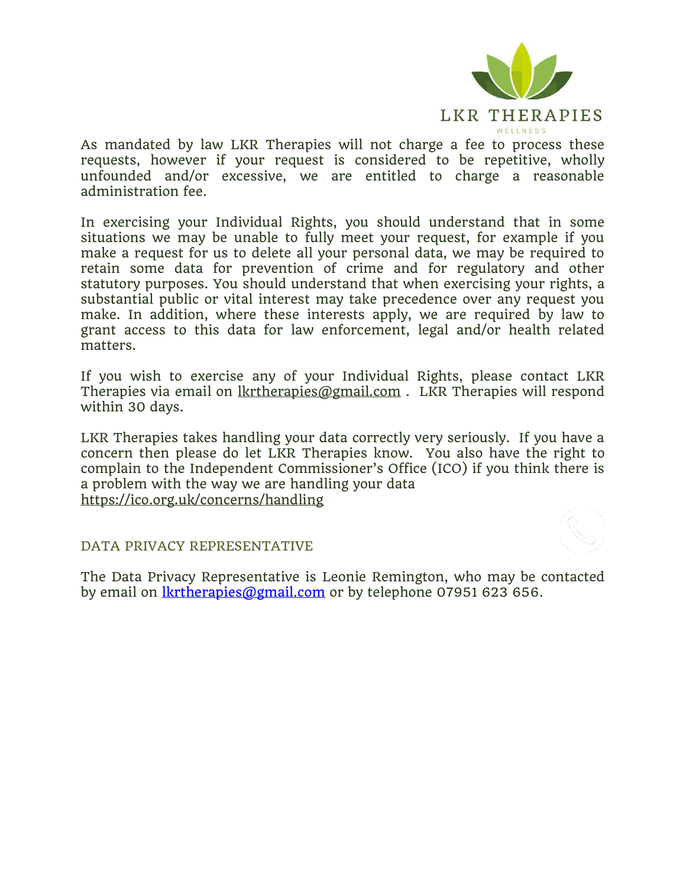As mandated by law LKR Therapies will not charge a fee to process these requests, however if your request is considered to be repetitive, wholly unfounded and/or excessive, we are entitled to charge a reasonable administration fee.

In exercising your Individual Rights, you should understand that in some situations we may be unable to fully meet your request, for example if you make a request for us to delete all your personal data, we may be required to retain some data for prevention of crime and for regulatory and other statutory purposes. You should understand that when exercising your rights, a substantial public or vital interest may take precedence over any request you make. In addition, where these interests apply, we are required by law to grant access to this data for law enforcement, legal and/or health related matters.

If you wish to exercise any of your Individual Rights, please contact LKR Therapies via email on lkrtherapies@gmail.com . LKR Therapies will respond within 30 days.

LKR Therapies takes handling your data correctly very seriously. If you have a concern then please do let LKR Therapies know. You also have the right to complain to the Independent Commissioner's Office (ICO) if you think there is a problem with the way we are handling your data
https://ico.org.uk/concerns/handling

## DATA PRIVACY REPRESENTATIVE

The Data Privacy Representative is Leonie Remington, who may be contacted by email on lkrtherapies@gmail.com or by telephone 07951 623 656.